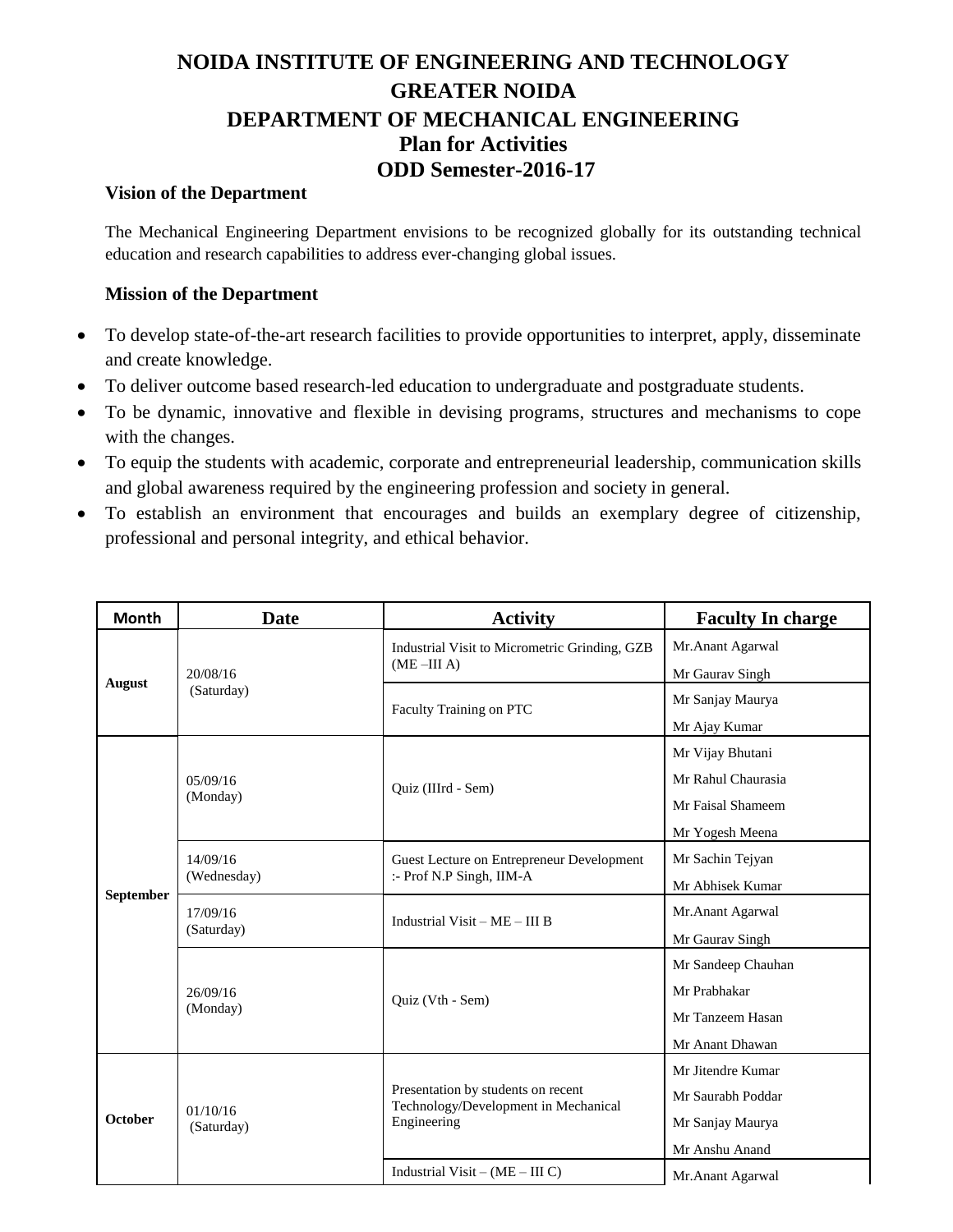# NOIDA INSTITUTE OF ENGINEERING AND TECHNOLOGY
# GREATER NOIDA
## DEPARTMENT OF MECHANICAL ENGINEERING
## Plan for Activities
## ODD Semester-2016-17

### Vision of the Department

The Mechanical Engineering Department envisions to be recognized globally for its outstanding technical education and research capabilities to address ever-changing global issues.

### Mission of the Department

- To develop state-of-the-art research facilities to provide opportunities to interpret, apply, disseminate and create knowledge.
- To deliver outcome based research-led education to undergraduate and postgraduate students.
- To be dynamic, innovative and flexible in devising programs, structures and mechanisms to cope with the changes.
- To equip the students with academic, corporate and entrepreneurial leadership, communication skills and global awareness required by the engineering profession and society in general.
- To establish an environment that encourages and builds an exemplary degree of citizenship, professional and personal integrity, and ethical behavior.

| Month | Date | Activity | Faculty In charge |
|---|---|---|---|
| August | 20/08/16 (Saturday) | Industrial Visit to Micrometric Grinding, GZB (ME –III A) | Mr.Anant Agarwal<br>Mr Gaurav Singh |
| | | Faculty Training on PTC | Mr Sanjay Maurya<br>Mr Ajay Kumar |
| September | 05/09/16 (Monday) | Quiz (IIIrd - Sem) | Mr Vijay Bhutani<br>Mr Rahul Chaurasia<br>Mr Faisal Shameem<br>Mr Yogesh Meena |
| | 14/09/16 (Wednesday) | Guest Lecture on Entrepreneur Development :- Prof N.P Singh, IIM-A | Mr Sachin Tejyan<br>Mr Abhisek Kumar |
| | 17/09/16 (Saturday) | Industrial Visit – ME – III B | Mr.Anant Agarwal<br>Mr Gaurav Singh |
| | 26/09/16 (Monday) | Quiz (Vth - Sem) | Mr Sandeep Chauhan<br>Mr Prabhakar<br>Mr Tanzeem Hasan<br>Mr Anant Dhawan |
| October | 01/10/16 (Saturday) | Presentation by students on recent Technology/Development in Mechanical Engineering | Mr Jitendre Kumar<br>Mr Saurabh Poddar<br>Mr Sanjay Maurya<br>Mr Anshu Anand |
| | | Industrial Visit – (ME – III C) | Mr.Anant Agarwal |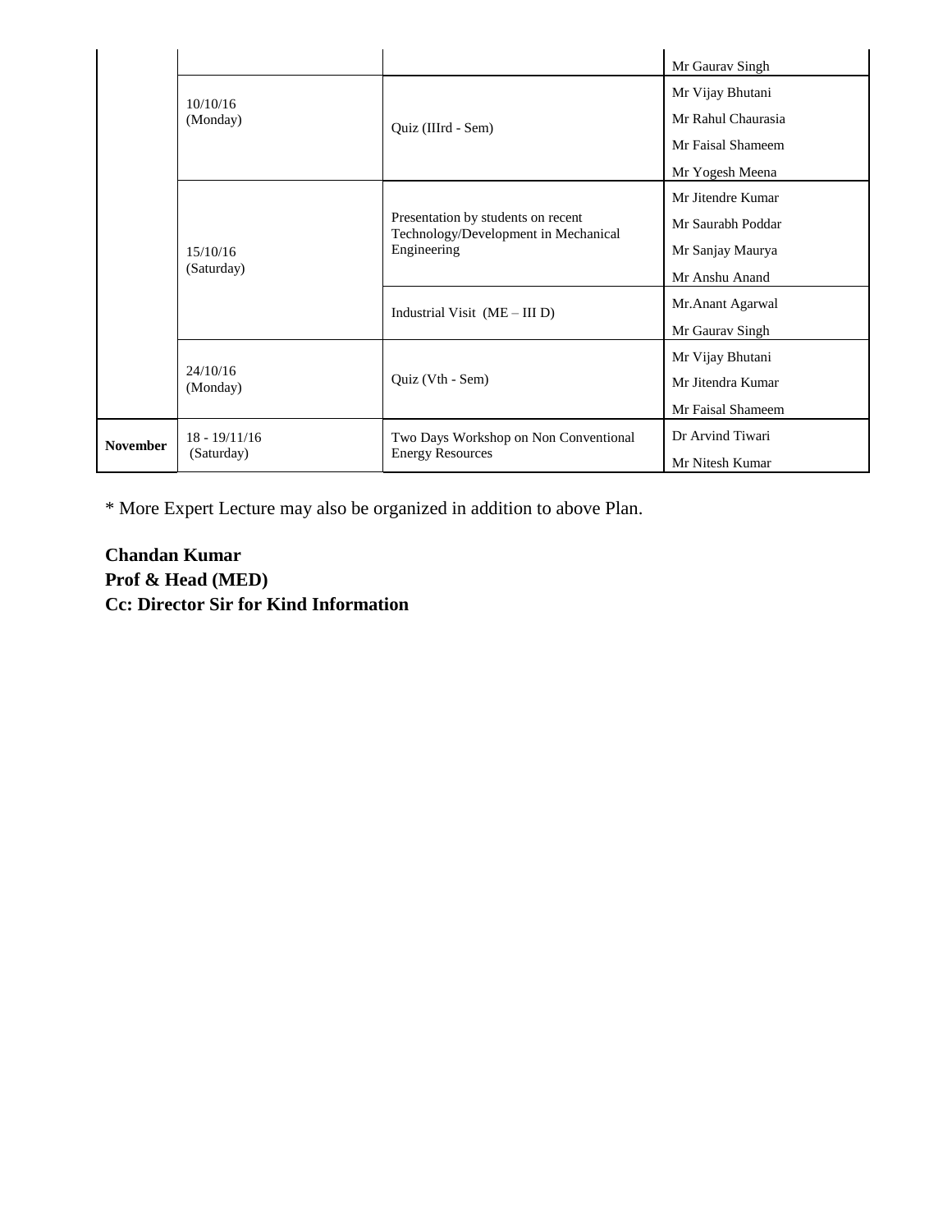| | | | |
|---|---|---|---|
| | | | Mr Gaurav Singh |
| | 10/10/16 (Monday) | Quiz (IIIrd - Sem) | Mr Vijay Bhutani<br>Mr Rahul Chaurasia<br>Mr Faisal Shameem<br>Mr Yogesh Meena |
| | 15/10/16 (Saturday) | Presentation by students on recent Technology/Development in Mechanical Engineering | Mr Jitendre Kumar<br>Mr Saurabh Poddar<br>Mr Sanjay Maurya<br>Mr Anshu Anand |
| | | Industrial Visit (ME – III D) | Mr.Anant Agarwal<br>Mr Gaurav Singh |
| | 24/10/16 (Monday) | Quiz (Vth - Sem) | Mr Vijay Bhutani<br>Mr Jitendra Kumar<br>Mr Faisal Shameem |
| **November** | 18 - 19/11/16 (Saturday) | Two Days Workshop on Non Conventional Energy Resources | Dr Arvind Tiwari<br>Mr Nitesh Kumar |

* More Expert Lecture may also be organized in addition to above Plan.

**Chandan Kumar**
**Prof & Head (MED)**
**Cc: Director Sir for Kind Information**